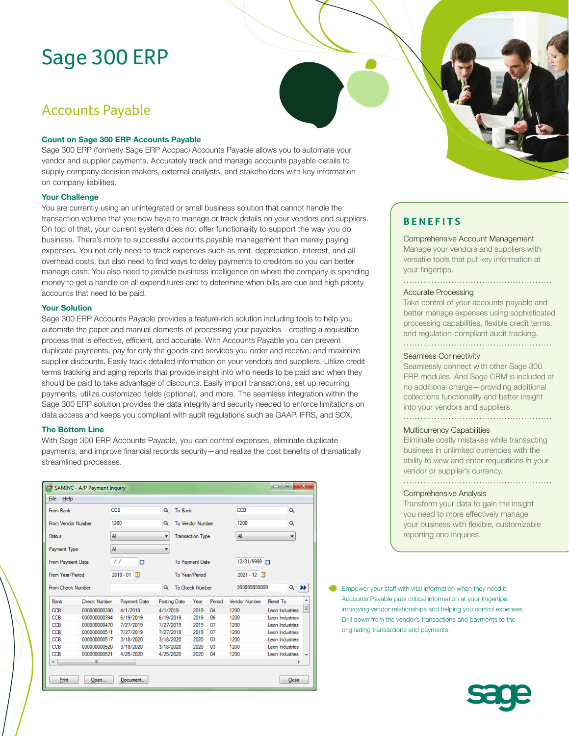# Sage 300 ERP

## Accounts Payable

### Count on Sage 300 ERP Accounts Payable

Sage 300 ERP (formerly Sage ERP Accpac) Accounts Payable allows you to automate your vendor and supplier payments. Accurately track and manage accounts payable details to supply company decision makers, external analysts, and stakeholders with key information on company liabilities.

### Your Challenge

You are currently using an unintegrated or small business solution that cannot handle the transaction volume that you now have to manage or track details on your vendors and suppliers. On top of that, your current system does not offer functionality to support the way you do business. There's more to successful accounts payable management than merely paying expenses. You not only need to track expenses such as rent, depreciation, interest, and all overhead costs, but also need to find ways to delay payments to creditors so you can better manage cash. You also need to provide business intelligence on where the company is spending money to get a handle on all expenditures and to determine when bills are due and high priority accounts that need to be paid.

### Your Solution

Sage 300 ERP Accounts Payable provides a feature-rich solution including tools to help you automate the paper and manual elements of processing your payables—creating a requisition process that is effective, efficient, and accurate. With Accounts Payable you can prevent duplicate payments, pay for only the goods and services you order and receive, and maximize supplier discounts. Easily track detailed information on your vendors and suppliers. Utilize credit-terms tracking and aging reports that provide insight into who needs to be paid and when they should be paid to take advantage of discounts. Easily import transactions, set up recurring payments, utilize customized fields (optional), and more. The seamless integration within the Sage 300 ERP solution provides the data integrity and security needed to enforce limitations on data access and keeps you compliant with audit regulations such as GAAP, IFRS, and SOX.

### The Bottom Line

With Sage 300 ERP Accounts Payable, you can control expenses, eliminate duplicate payments, and improve financial records security—and realize the cost benefits of dramatically streamlined processes.

SAMINC - A/P Payment Inquiry

| From Bank | CCB | To Bank | CCB |
|---|---|---|---|
| From Vendor Number | 1200 | To Vendor Number | 1200 |
| Status | All | Transaction Type | All |
| Payment Type | All | | |
| From Payment Date | / / | To Payment Date | 12/31/9999 |
| From Year/Period | 2010 - 01 | To Year/Period | 2021 - 12 |
| From Check Number | | To Check Number | 999999999999 |

| Bank | Check Number | Payment Date | Posting Date | Year | Period | Vendor Number | Remit To |
|---|---|---|---|---|---|---|---|
| CCB | 000000000390 | 4/1/2019 | 4/1/2019 | 2019 | 04 | 1200 | Leon Industries |
| CCB | 000000000394 | 6/19/2019 | 6/19/2019 | 2019 | 06 | 1200 | Leon Industries |
| CCB | 000000000470 | 7/27/2019 | 7/27/2019 | 2019 | 07 | 1200 | Leon Industries |
| CCB | 000000000511 | 7/27/2019 | 7/27/2019 | 2019 | 07 | 1200 | Leon Industries |
| CCB | 000000000517 | 3/18/2020 | 3/18/2020 | 2020 | 03 | 1200 | Leon Industries |
| CCB | 000000000520 | 3/18/2020 | 3/18/2020 | 2020 | 03 | 1200 | Leon Industries |
| CCB | 000000000521 | 4/25/2020 | 4/25/2020 | 2020 | 04 | 1200 | Leon Industries |

Print | Open... | Document... | Close

## BENEFITS

**Comprehensive Account Management**
Manage your vendors and suppliers with versatile tools that put key information at your fingertips.

**Accurate Processing**
Take control of your accounts payable and better manage expenses using sophisticated processing capabilities, flexible credit terms, and regulation-compliant audit tracking.

**Seamless Connectivity**
Seamlessly connect with other Sage 300 ERP modules. And Sage CRM is included at no additional charge—providing additional collections functionality and better insight into your vendors and suppliers.

**Multicurrency Capabilities**
Eliminate costly mistakes while transacting business in unlimited currencies with the ability to view and enter requisitions in your vendor or supplier's currency.

**Comprehensive Analysis**
Transform your data to gain the insight you need to more effectively manage your business with flexible, customizable reporting and inquiries.

Empower your staff with vital information when they need it! Accounts Payable puts critical information at your fingertips, improving vendor relationships and helping you control expenses. Drill down from the vendor's transactions and payments to the originating transactions and payments.

sage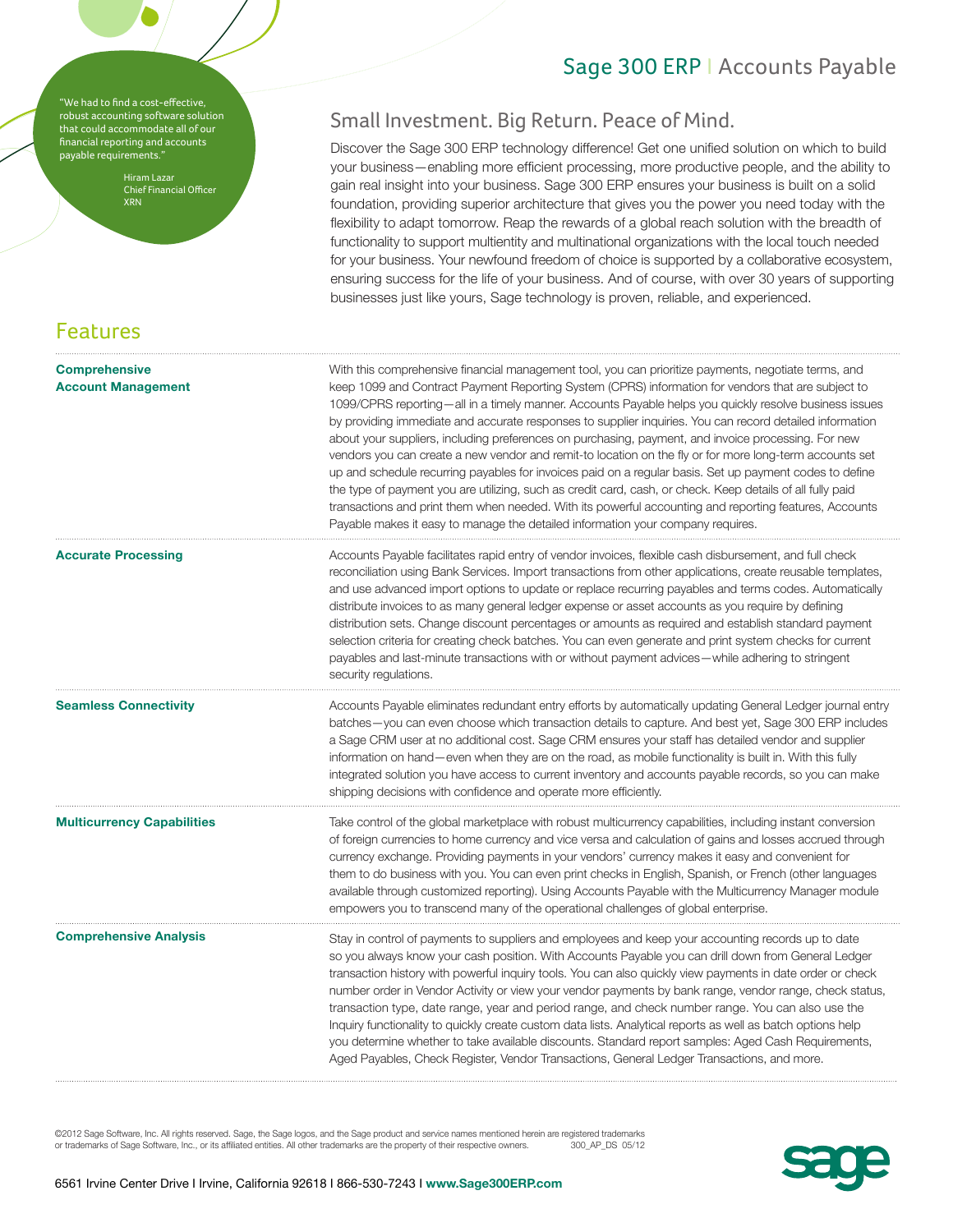# Sage 300 ERP | Accounts Payable

> "We had to find a cost-effective, robust accounting software solution that could accommodate all of our financial reporting and accounts payable requirements."
>
> Hiram Lazar
> Chief Financial Officer
> XRN

## Small Investment. Big Return. Peace of Mind.

Discover the Sage 300 ERP technology difference! Get one unified solution on which to build your business—enabling more efficient processing, more productive people, and the ability to gain real insight into your business. Sage 300 ERP ensures your business is built on a solid foundation, providing superior architecture that gives you the power you need today with the flexibility to adapt tomorrow. Reap the rewards of a global reach solution with the breadth of functionality to support multientity and multinational organizations with the local touch needed for your business. Your newfound freedom of choice is supported by a collaborative ecosystem, ensuring success for the life of your business. And of course, with over 30 years of supporting businesses just like yours, Sage technology is proven, reliable, and experienced.

## Features

**Comprehensive Account Management**

With this comprehensive financial management tool, you can prioritize payments, negotiate terms, and keep 1099 and Contract Payment Reporting System (CPRS) information for vendors that are subject to 1099/CPRS reporting—all in a timely manner. Accounts Payable helps you quickly resolve business issues by providing immediate and accurate responses to supplier inquiries. You can record detailed information about your suppliers, including preferences on purchasing, payment, and invoice processing. For new vendors you can create a new vendor and remit-to location on the fly or for more long-term accounts set up and schedule recurring payables for invoices paid on a regular basis. Set up payment codes to define the type of payment you are utilizing, such as credit card, cash, or check. Keep details of all fully paid transactions and print them when needed. With its powerful accounting and reporting features, Accounts Payable makes it easy to manage the detailed information your company requires.

**Accurate Processing**

Accounts Payable facilitates rapid entry of vendor invoices, flexible cash disbursement, and full check reconciliation using Bank Services. Import transactions from other applications, create reusable templates, and use advanced import options to update or replace recurring payables and terms codes. Automatically distribute invoices to as many general ledger expense or asset accounts as you require by defining distribution sets. Change discount percentages or amounts as required and establish standard payment selection criteria for creating check batches. You can even generate and print system checks for current payables and last-minute transactions with or without payment advices—while adhering to stringent security regulations.

**Seamless Connectivity**

Accounts Payable eliminates redundant entry efforts by automatically updating General Ledger journal entry batches—you can even choose which transaction details to capture. And best yet, Sage 300 ERP includes a Sage CRM user at no additional cost. Sage CRM ensures your staff has detailed vendor and supplier information on hand—even when they are on the road, as mobile functionality is built in. With this fully integrated solution you have access to current inventory and accounts payable records, so you can make shipping decisions with confidence and operate more efficiently.

**Multicurrency Capabilities**

Take control of the global marketplace with robust multicurrency capabilities, including instant conversion of foreign currencies to home currency and vice versa and calculation of gains and losses accrued through currency exchange. Providing payments in your vendors' currency makes it easy and convenient for them to do business with you. You can even print checks in English, Spanish, or French (other languages available through customized reporting). Using Accounts Payable with the Multicurrency Manager module empowers you to transcend many of the operational challenges of global enterprise.

**Comprehensive Analysis**

Stay in control of payments to suppliers and employees and keep your accounting records up to date so you always know your cash position. With Accounts Payable you can drill down from General Ledger transaction history with powerful inquiry tools. You can also quickly view payments in date order or check number order in Vendor Activity or view your vendor payments by bank range, vendor range, check status, transaction type, date range, year and period range, and check number range. You can also use the Inquiry functionality to quickly create custom data lists. Analytical reports as well as batch options help you determine whether to take available discounts. Standard report samples: Aged Cash Requirements, Aged Payables, Check Register, Vendor Transactions, General Ledger Transactions, and more.

©2012 Sage Software, Inc. All rights reserved. Sage, the Sage logos, and the Sage product and service names mentioned herein are registered trademarks or trademarks of Sage Software, Inc., or its affiliated entities. All other trademarks are the property of their respective owners. 300_AP_DS 05/12

6561 Irvine Center Drive | Irvine, California 92618 | 866-530-7243 | **www.Sage300ERP.com**